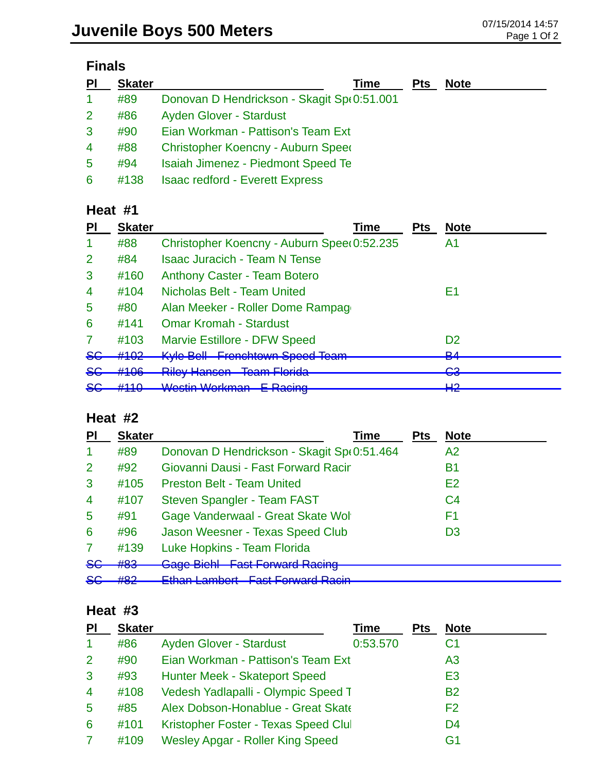# Juvenile Boys 500 Meters

07/15/2014 14:57

## Finals

| Pl | Skater | | Time | Pts | Note |
|---|---|---|---|---|---|
| 1 | #89 | Donovan D Hendrickson - Skagit Spe | 0:51.001 | | |
| 2 | #86 | Ayden Glover - Stardust | | | |
| 3 | #90 | Eian Workman - Pattison's Team Ext | | | |
| 4 | #88 | Christopher Koencny - Auburn Speed | | | |
| 5 | #94 | Isaiah Jimenez - Piedmont Speed Te | | | |
| 6 | #138 | Isaac redford - Everett Express | | | |

## Heat #1

| Pl | Skater | | Time | Pts | Note |
|---|---|---|---|---|---|
| 1 | #88 | Christopher Koencny - Auburn Speed | 0:52.235 | | A1 |
| 2 | #84 | Isaac Juracich - Team N Tense | | | |
| 3 | #160 | Anthony Caster - Team Botero | | | |
| 4 | #104 | Nicholas Belt - Team United | | | E1 |
| 5 | #80 | Alan Meeker - Roller Dome Rampag | | | |
| 6 | #141 | Omar Kromah - Stardust | | | |
| 7 | #103 | Marvie Estillore - DFW Speed | | | D2 |
| ~~SC~~ | ~~#102~~ | ~~Kyle Bell - Frenchtown Speed Team~~ | | | ~~B4~~ |
| ~~SC~~ | ~~#106~~ | ~~Riley Hansen - Team Florida~~ | | | ~~C3~~ |
| ~~SC~~ | ~~#110~~ | ~~Westin Workman - E Racing~~ | | | ~~H2~~ |

## Heat #2

| Pl | Skater | | Time | Pts | Note |
|---|---|---|---|---|---|
| 1 | #89 | Donovan D Hendrickson - Skagit Spe | 0:51.464 | | A2 |
| 2 | #92 | Giovanni Dausi - Fast Forward Racir | | | B1 |
| 3 | #105 | Preston Belt - Team United | | | E2 |
| 4 | #107 | Steven Spangler - Team FAST | | | C4 |
| 5 | #91 | Gage Vanderwaal - Great Skate Wol | | | F1 |
| 6 | #96 | Jason Weesner - Texas Speed Club | | | D3 |
| 7 | #139 | Luke Hopkins - Team Florida | | | |
| ~~SC~~ | ~~#83~~ | ~~Gage Biehl - Fast Forward Racing~~ | | | |
| ~~SC~~ | ~~#82~~ | ~~Ethan Lambert - Fast Forward Racin~~ | | | |

## Heat #3

| Pl | Skater | | Time | Pts | Note |
|---|---|---|---|---|---|
| 1 | #86 | Ayden Glover - Stardust | 0:53.570 | | C1 |
| 2 | #90 | Eian Workman - Pattison's Team Ext | | | A3 |
| 3 | #93 | Hunter Meek - Skateport Speed | | | E3 |
| 4 | #108 | Vedesh Yadlapalli - Olympic Speed T | | | B2 |
| 5 | #85 | Alex Dobson-Honablue - Great Skate | | | F2 |
| 6 | #101 | Kristopher Foster - Texas Speed Clul | | | D4 |
| 7 | #109 | Wesley Apgar - Roller King Speed | | | G1 |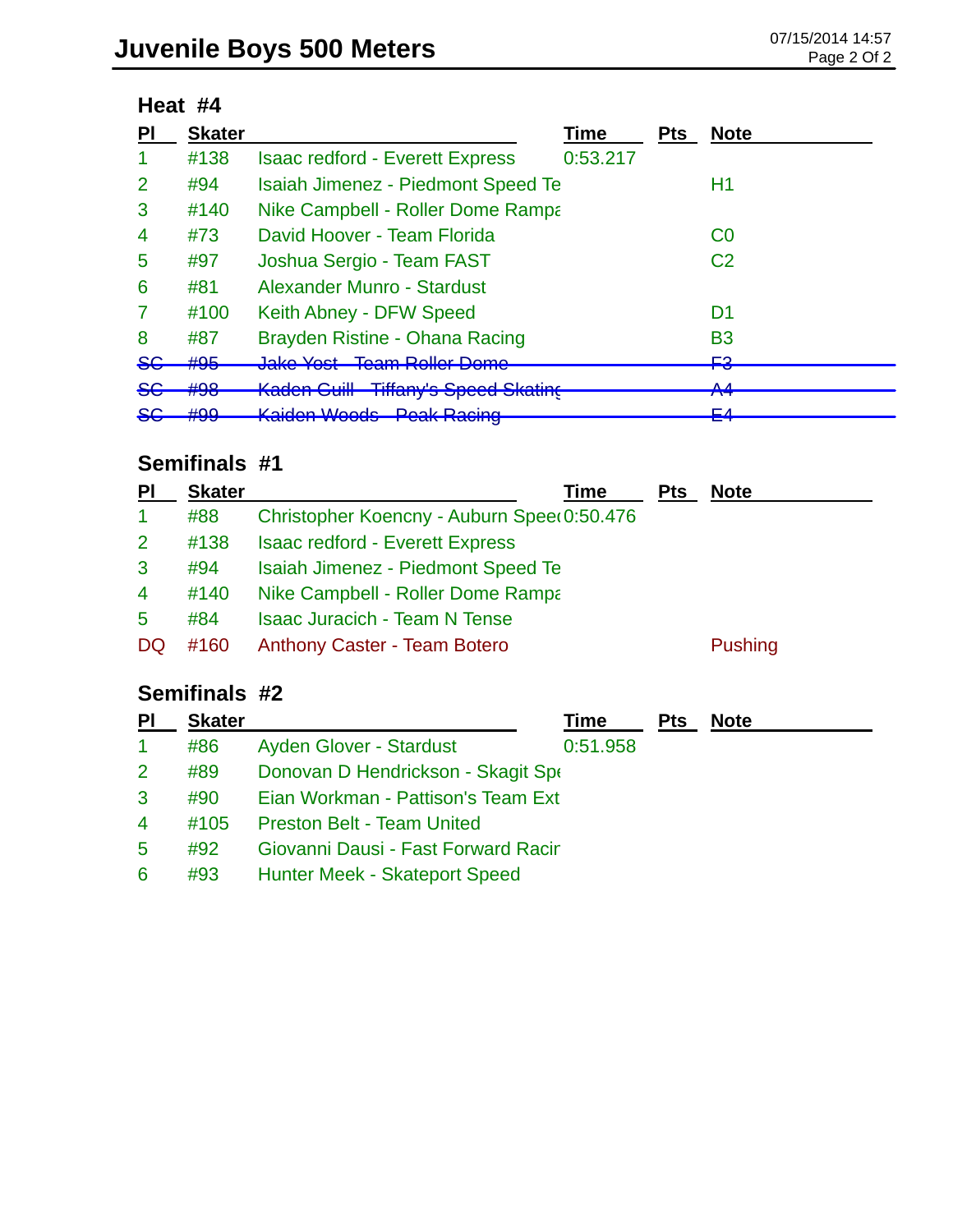# Juvenile Boys 500 Meters

07/15/2014 14:57

### Heat #4

| Pl | Skater | | Time | Pts | Note |
|---|---|---|---|---|---|
| 1 | #138 | Isaac redford - Everett Express | 0:53.217 | | |
| 2 | #94 | Isaiah Jimenez - Piedmont Speed Te | | | H1 |
| 3 | #140 | Nike Campbell - Roller Dome Rampa | | | |
| 4 | #73 | David Hoover - Team Florida | | | C0 |
| 5 | #97 | Joshua Sergio - Team FAST | | | C2 |
| 6 | #81 | Alexander Munro - Stardust | | | |
| 7 | #100 | Keith Abney - DFW Speed | | | D1 |
| 8 | #87 | Brayden Ristine - Ohana Racing | | | B3 |
| ~~SC~~ | ~~#95~~ | ~~Jake Yost - Team Roller Dome~~ | | | ~~F3~~ |
| ~~SC~~ | ~~#98~~ | ~~Kaden Guill - Tiffany's Speed Skating~~ | | | ~~A4~~ |
| ~~SC~~ | ~~#99~~ | ~~Kaiden Woods - Peak Racing~~ | | | ~~E4~~ |

### Semifinals #1

| Pl | Skater | | Time | Pts | Note |
|---|---|---|---|---|---|
| 1 | #88 | Christopher Koencny - Auburn Spee | 0:50.476 | | |
| 2 | #138 | Isaac redford - Everett Express | | | |
| 3 | #94 | Isaiah Jimenez - Piedmont Speed Te | | | |
| 4 | #140 | Nike Campbell - Roller Dome Rampa | | | |
| 5 | #84 | Isaac Juracich - Team N Tense | | | |
| DQ | #160 | Anthony Caster - Team Botero | | | Pushing |

### Semifinals #2

| Pl | Skater | | Time | Pts | Note |
|---|---|---|---|---|---|
| 1 | #86 | Ayden Glover - Stardust | 0:51.958 | | |
| 2 | #89 | Donovan D Hendrickson - Skagit Spe | | | |
| 3 | #90 | Eian Workman - Pattison's Team Ext | | | |
| 4 | #105 | Preston Belt - Team United | | | |
| 5 | #92 | Giovanni Dausi - Fast Forward Racir | | | |
| 6 | #93 | Hunter Meek - Skateport Speed | | | |